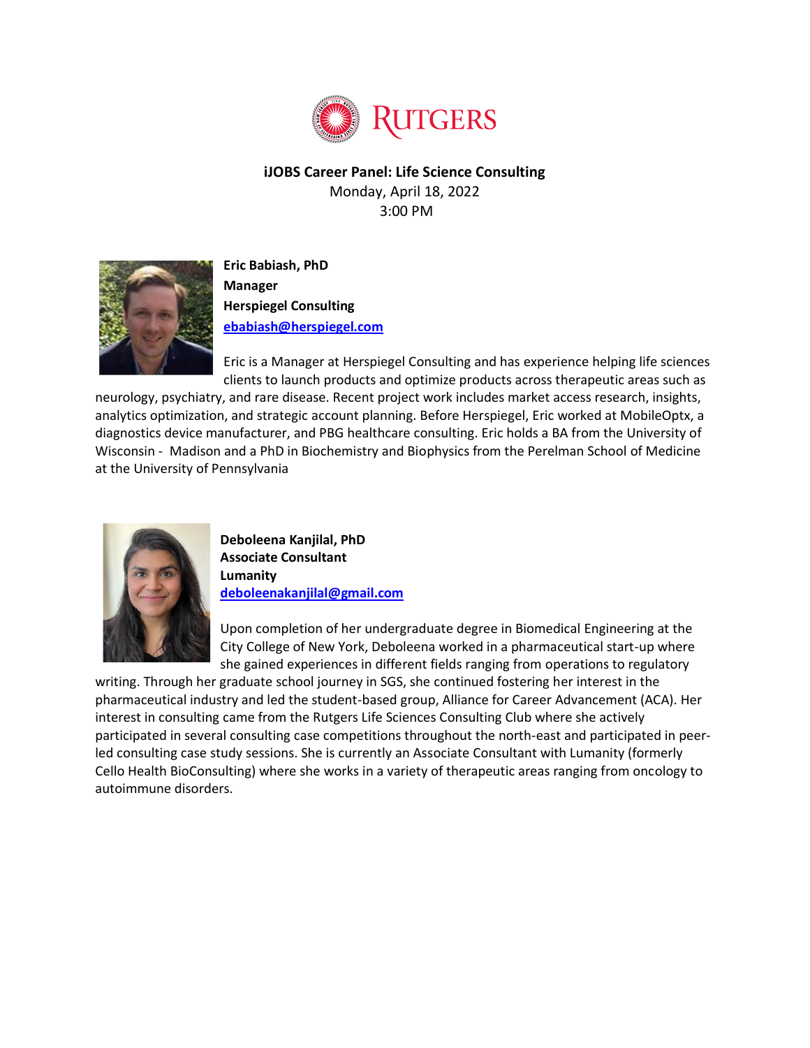RUTGERS

**iJOBS Career Panel: Life Science Consulting**

Monday, April 18, 2022

3:00 PM

**Eric Babiash, PhD**
**Manager**
**Herspiegel Consulting**
**ebabiash@herspiegel.com**

Eric is a Manager at Herspiegel Consulting and has experience helping life sciences clients to launch products and optimize products across therapeutic areas such as neurology, psychiatry, and rare disease. Recent project work includes market access research, insights, analytics optimization, and strategic account planning. Before Herspiegel, Eric worked at MobileOptx, a diagnostics device manufacturer, and PBG healthcare consulting. Eric holds a BA from the University of Wisconsin - Madison and a PhD in Biochemistry and Biophysics from the Perelman School of Medicine at the University of Pennsylvania

**Deboleena Kanjilal, PhD**
**Associate Consultant**
**Lumanity**
**deboleenakanjilal@gmail.com**

Upon completion of her undergraduate degree in Biomedical Engineering at the City College of New York, Deboleena worked in a pharmaceutical start-up where she gained experiences in different fields ranging from operations to regulatory writing. Through her graduate school journey in SGS, she continued fostering her interest in the pharmaceutical industry and led the student-based group, Alliance for Career Advancement (ACA). Her interest in consulting came from the Rutgers Life Sciences Consulting Club where she actively participated in several consulting case competitions throughout the north-east and participated in peer-led consulting case study sessions. She is currently an Associate Consultant with Lumanity (formerly Cello Health BioConsulting) where she works in a variety of therapeutic areas ranging from oncology to autoimmune disorders.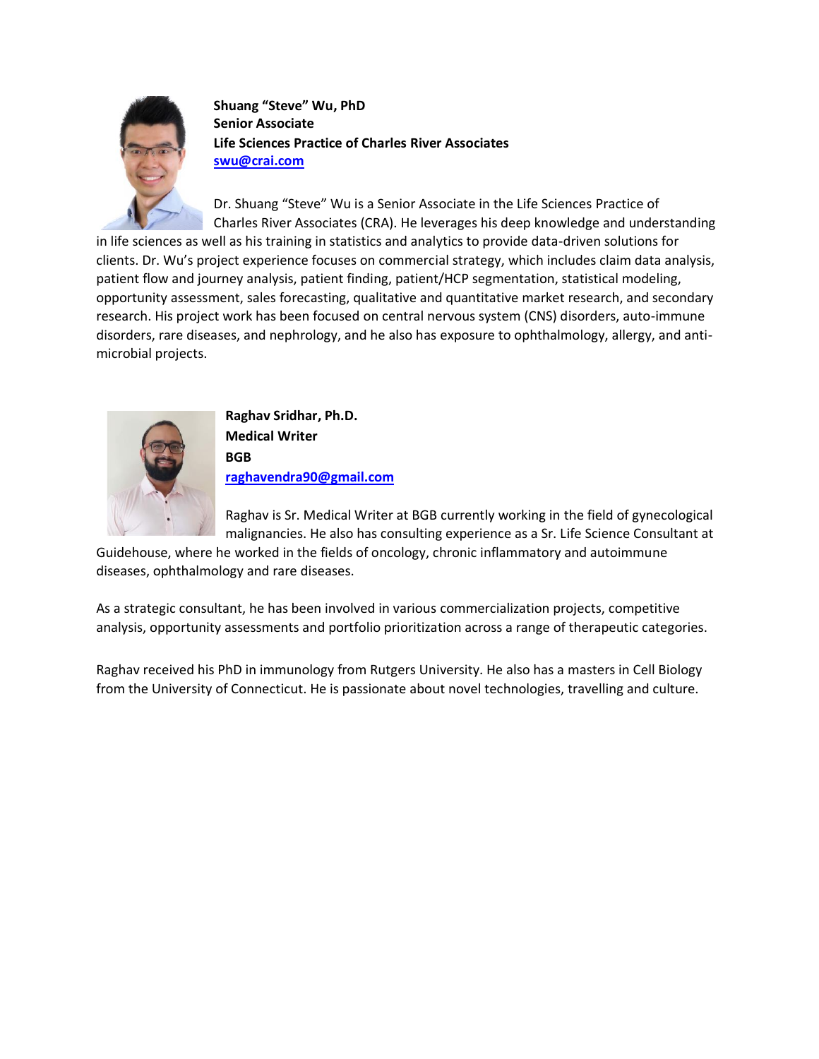**Shuang “Steve” Wu, PhD**
**Senior Associate**
**Life Sciences Practice of Charles River Associates**
**swu@crai.com**

Dr. Shuang “Steve” Wu is a Senior Associate in the Life Sciences Practice of Charles River Associates (CRA). He leverages his deep knowledge and understanding in life sciences as well as his training in statistics and analytics to provide data-driven solutions for clients. Dr. Wu’s project experience focuses on commercial strategy, which includes claim data analysis, patient flow and journey analysis, patient finding, patient/HCP segmentation, statistical modeling, opportunity assessment, sales forecasting, qualitative and quantitative market research, and secondary research. His project work has been focused on central nervous system (CNS) disorders, auto-immune disorders, rare diseases, and nephrology, and he also has exposure to ophthalmology, allergy, and anti-microbial projects.

**Raghav Sridhar, Ph.D.**
**Medical Writer**
**BGB**
**raghavendra90@gmail.com**

Raghav is Sr. Medical Writer at BGB currently working in the field of gynecological malignancies. He also has consulting experience as a Sr. Life Science Consultant at Guidehouse, where he worked in the fields of oncology, chronic inflammatory and autoimmune diseases, ophthalmology and rare diseases.

As a strategic consultant, he has been involved in various commercialization projects, competitive analysis, opportunity assessments and portfolio prioritization across a range of therapeutic categories.

Raghav received his PhD in immunology from Rutgers University. He also has a masters in Cell Biology from the University of Connecticut. He is passionate about novel technologies, travelling and culture.